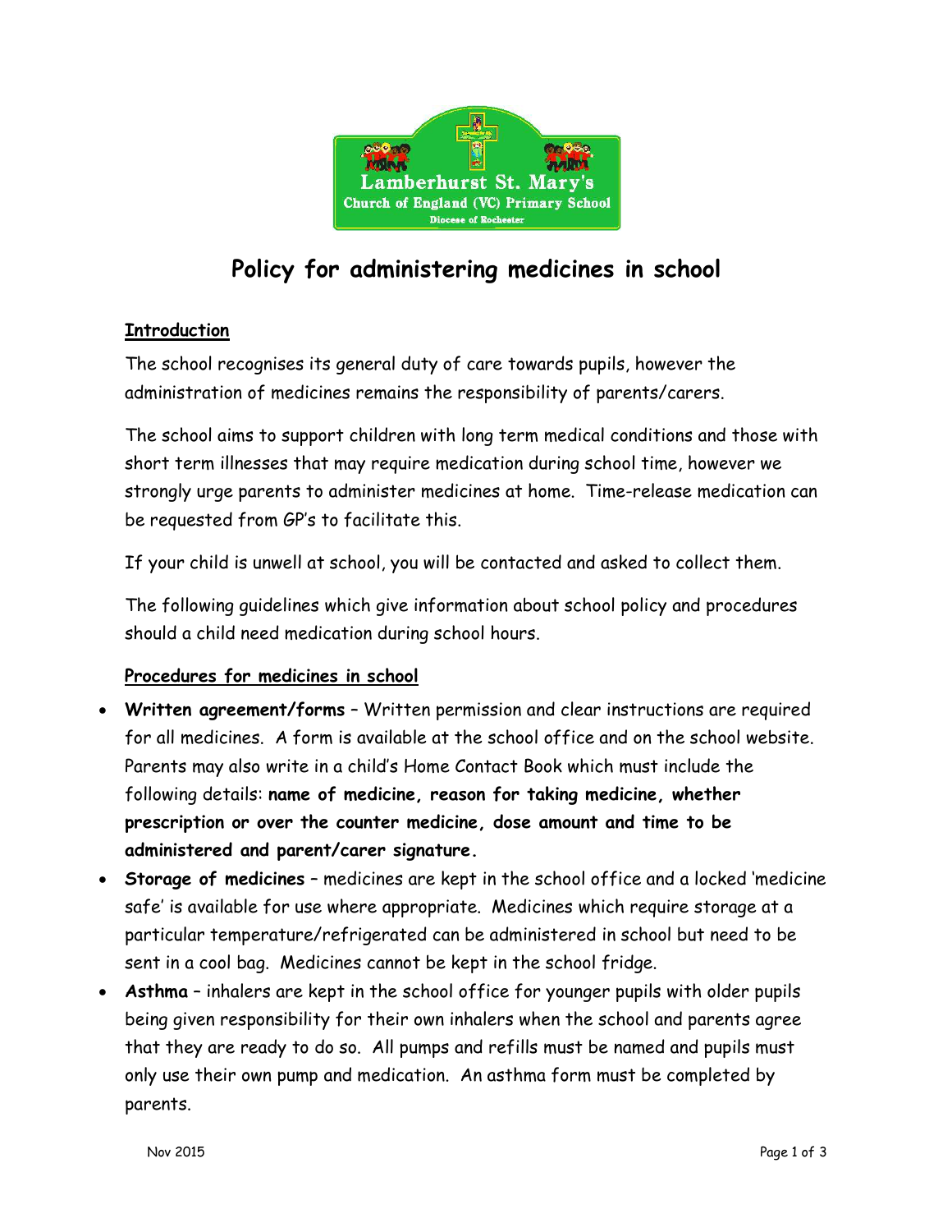Lamberhurst St. Mary's

Church of England (VC) Primary School

Diocese of Rochester

# Policy for administering medicines in school

## Introduction

The school recognises its general duty of care towards pupils, however the administration of medicines remains the responsibility of parents/carers.

The school aims to support children with long term medical conditions and those with short term illnesses that may require medication during school time, however we strongly urge parents to administer medicines at home. Time-release medication can be requested from GP's to facilitate this.

If your child is unwell at school, you will be contacted and asked to collect them.

The following guidelines which give information about school policy and procedures should a child need medication during school hours.

## Procedures for medicines in school

- **Written agreement/forms** – Written permission and clear instructions are required for all medicines. A form is available at the school office and on the school website. Parents may also write in a child's Home Contact Book which must include the following details: **name of medicine, reason for taking medicine, whether prescription or over the counter medicine, dose amount and time to be administered and parent/carer signature.**
- **Storage of medicines** – medicines are kept in the school office and a locked 'medicine safe' is available for use where appropriate. Medicines which require storage at a particular temperature/refrigerated can be administered in school but need to be sent in a cool bag. Medicines cannot be kept in the school fridge.
- **Asthma** – inhalers are kept in the school office for younger pupils with older pupils being given responsibility for their own inhalers when the school and parents agree that they are ready to do so. All pumps and refills must be named and pupils must only use their own pump and medication. An asthma form must be completed by parents.

Nov 2015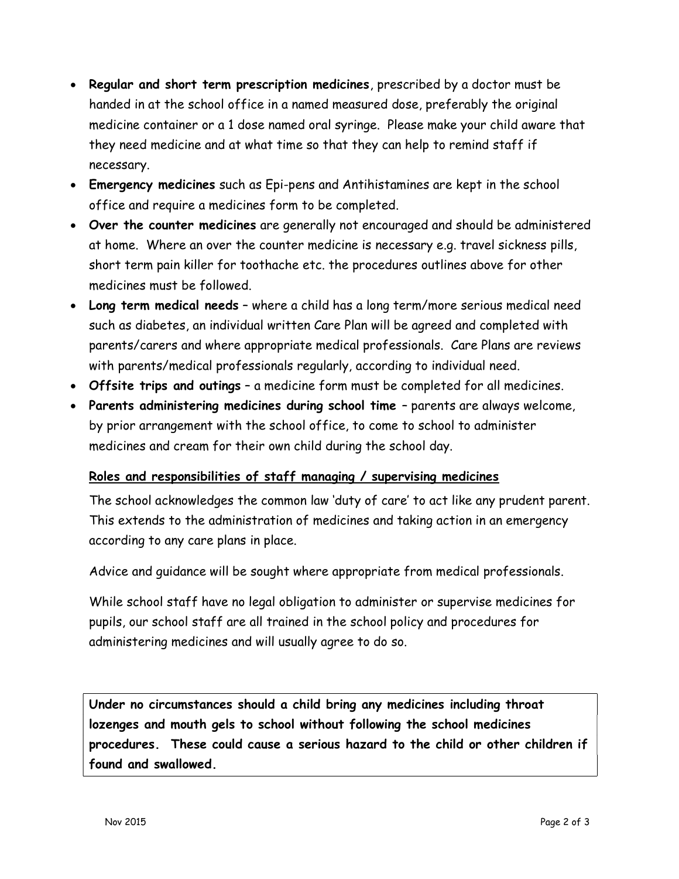- **Regular and short term prescription medicines**, prescribed by a doctor must be handed in at the school office in a named measured dose, preferably the original medicine container or a 1 dose named oral syringe. Please make your child aware that they need medicine and at what time so that they can help to remind staff if necessary.
- **Emergency medicines** such as Epi-pens and Antihistamines are kept in the school office and require a medicines form to be completed.
- **Over the counter medicines** are generally not encouraged and should be administered at home. Where an over the counter medicine is necessary e.g. travel sickness pills, short term pain killer for toothache etc. the procedures outlines above for other medicines must be followed.
- **Long term medical needs** – where a child has a long term/more serious medical need such as diabetes, an individual written Care Plan will be agreed and completed with parents/carers and where appropriate medical professionals. Care Plans are reviews with parents/medical professionals regularly, according to individual need.
- **Offsite trips and outings** – a medicine form must be completed for all medicines.
- **Parents administering medicines during school time** – parents are always welcome, by prior arrangement with the school office, to come to school to administer medicines and cream for their own child during the school day.

**<u>Roles and responsibilities of staff managing / supervising medicines</u>**

The school acknowledges the common law 'duty of care' to act like any prudent parent. This extends to the administration of medicines and taking action in an emergency according to any care plans in place.

Advice and guidance will be sought where appropriate from medical professionals.

While school staff have no legal obligation to administer or supervise medicines for pupils, our school staff are all trained in the school policy and procedures for administering medicines and will usually agree to do so.

**Under no circumstances should a child bring any medicines including throat lozenges and mouth gels to school without following the school medicines procedures. These could cause a serious hazard to the child or other children if found and swallowed.**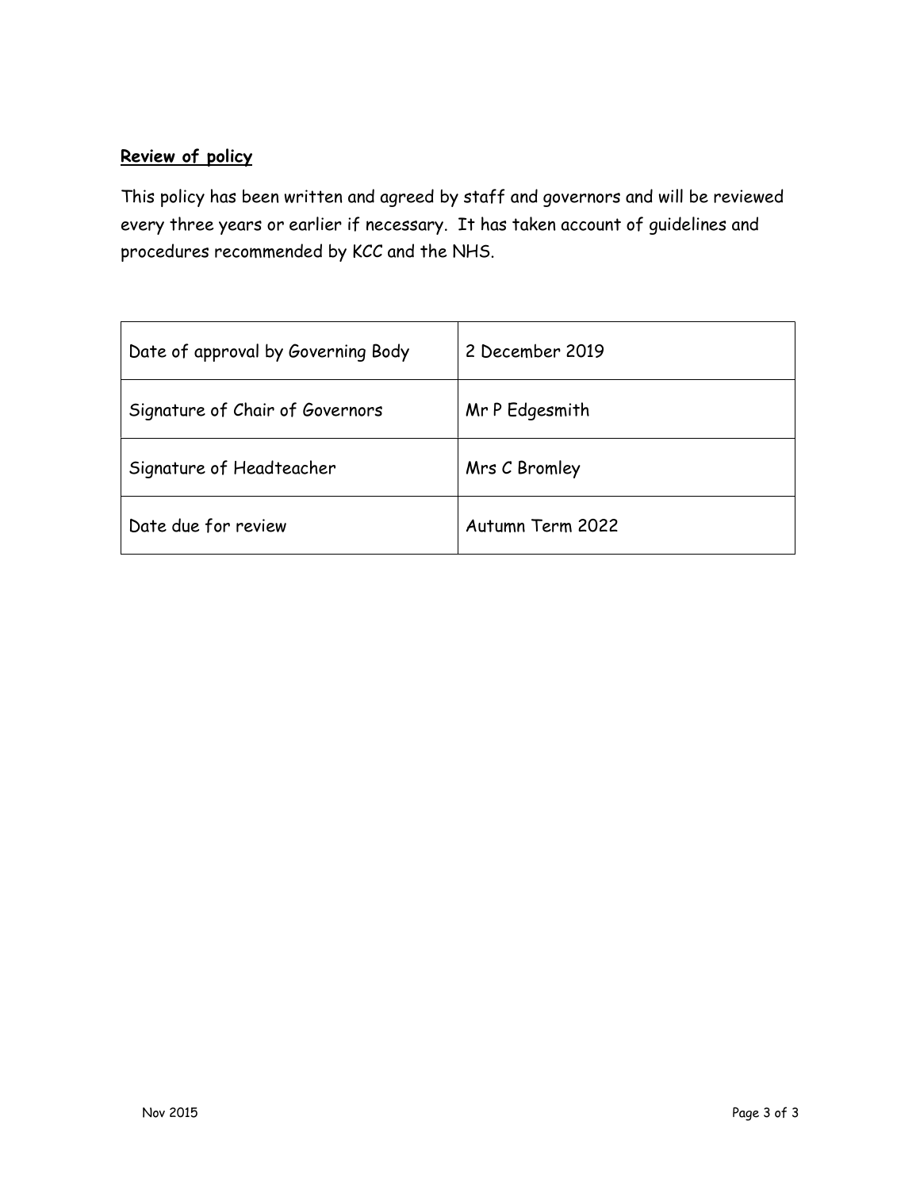**Review of policy**

This policy has been written and agreed by staff and governors and will be reviewed every three years or earlier if necessary. It has taken account of guidelines and procedures recommended by KCC and the NHS.

| | |
|---|---|
| Date of approval by Governing Body | 2 December 2019 |
| Signature of Chair of Governors | Mr P Edgesmith |
| Signature of Headteacher | Mrs C Bromley |
| Date due for review | Autumn Term 2022 |